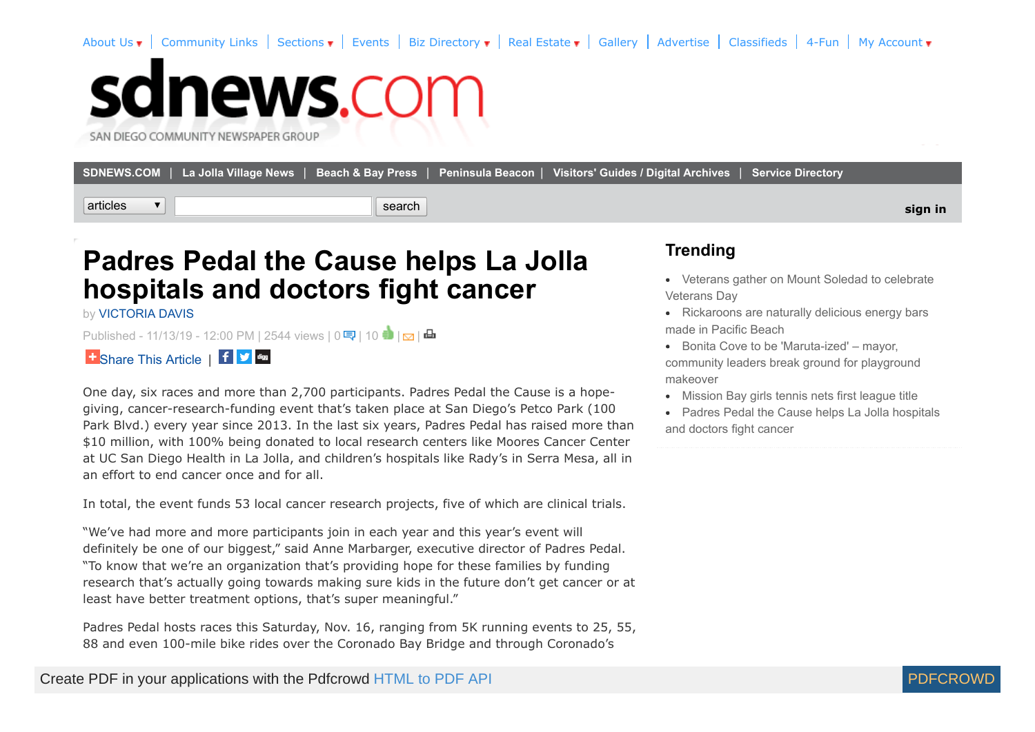About Us | Community Links | Sections | Events | Biz Directory | Real Estate | Gallery | Advertise | Classifieds | 4-Fun | My Account

sdnews.com

SAN DIEGO COMMUNITY NEWSPAPER GROUP

SDNEWS.COM | La Jolla Village News | Beach & Bay Press | Peninsula Beacon | Visitors' Guides / Digital Archives | Service Directory

articles | search | sign in

# Padres Pedal the Cause helps La Jolla hospitals and doctors fight cancer

by VICTORIA DAVIS

Published - 11/13/19 - 12:00 PM | 2544 views | 0 | 10 | |

Share This Article |

One day, six races and more than 2,700 participants. Padres Pedal the Cause is a hope-giving, cancer-research-funding event that's taken place at San Diego's Petco Park (100 Park Blvd.) every year since 2013. In the last six years, Padres Pedal has raised more than $10 million, with 100% being donated to local research centers like Moores Cancer Center at UC San Diego Health in La Jolla, and children's hospitals like Rady's in Serra Mesa, all in an effort to end cancer once and for all.

In total, the event funds 53 local cancer research projects, five of which are clinical trials.

"We've had more and more participants join in each year and this year's event will definitely be one of our biggest," said Anne Marbarger, executive director of Padres Pedal. "To know that we're an organization that's providing hope for these families by funding research that's actually going towards making sure kids in the future don't get cancer or at least have better treatment options, that's super meaningful."

Padres Pedal hosts races this Saturday, Nov. 16, ranging from 5K running events to 25, 55, 88 and even 100-mile bike rides over the Coronado Bay Bridge and through Coronado's

## Trending

- Veterans gather on Mount Soledad to celebrate Veterans Day
- Rickaroons are naturally delicious energy bars made in Pacific Beach
- Bonita Cove to be 'Maruta-ized' – mayor, community leaders break ground for playground makeover
- Mission Bay girls tennis nets first league title
- Padres Pedal the Cause helps La Jolla hospitals and doctors fight cancer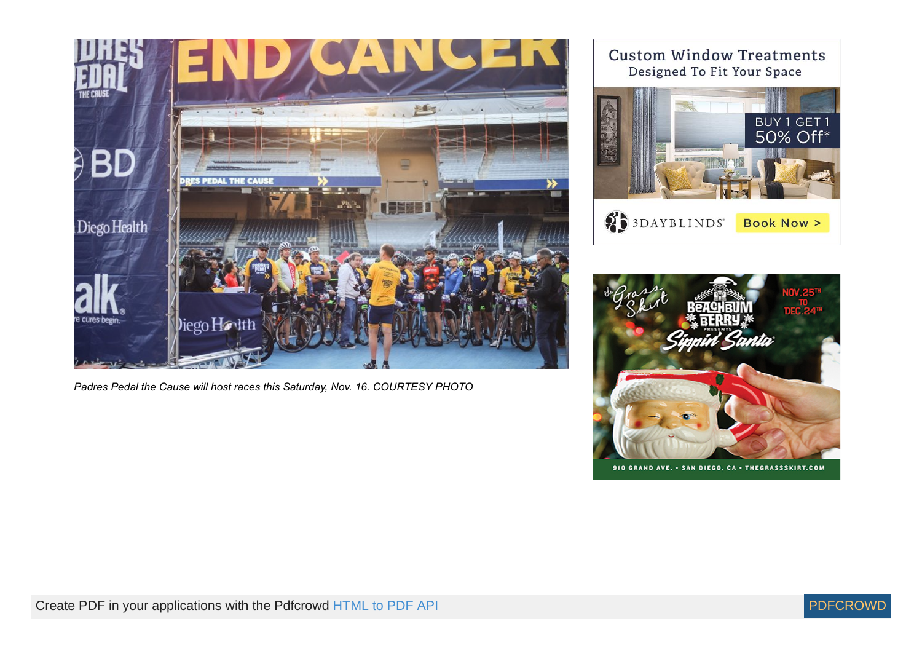*Padres Pedal the Cause will host races this Saturday, Nov. 16. COURTESY PHOTO*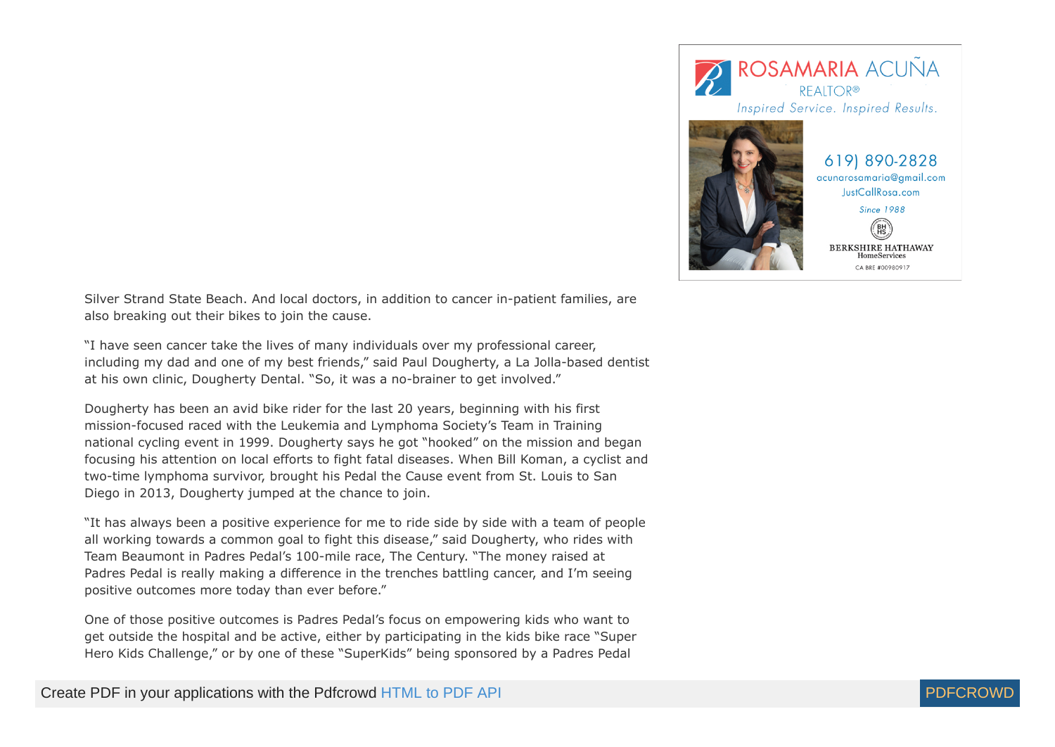ROSAMARIA ACUÑA
REALTOR®
*Inspired Service. Inspired Results.*

619) 890-2828
acunarosamaria@gmail.com
JustCallRosa.com
*Since 1988*
BERKSHIRE HATHAWAY HomeServices
CA BRE #00980917

Silver Strand State Beach. And local doctors, in addition to cancer in-patient families, are also breaking out their bikes to join the cause.

"I have seen cancer take the lives of many individuals over my professional career, including my dad and one of my best friends," said Paul Dougherty, a La Jolla-based dentist at his own clinic, Dougherty Dental. "So, it was a no-brainer to get involved."

Dougherty has been an avid bike rider for the last 20 years, beginning with his first mission-focused raced with the Leukemia and Lymphoma Society's Team in Training national cycling event in 1999. Dougherty says he got "hooked" on the mission and began focusing his attention on local efforts to fight fatal diseases. When Bill Koman, a cyclist and two-time lymphoma survivor, brought his Pedal the Cause event from St. Louis to San Diego in 2013, Dougherty jumped at the chance to join.

"It has always been a positive experience for me to ride side by side with a team of people all working towards a common goal to fight this disease," said Dougherty, who rides with Team Beaumont in Padres Pedal's 100-mile race, The Century. "The money raised at Padres Pedal is really making a difference in the trenches battling cancer, and I'm seeing positive outcomes more today than ever before."

One of those positive outcomes is Padres Pedal's focus on empowering kids who want to get outside the hospital and be active, either by participating in the kids bike race "Super Hero Kids Challenge," or by one of these "SuperKids" being sponsored by a Padres Pedal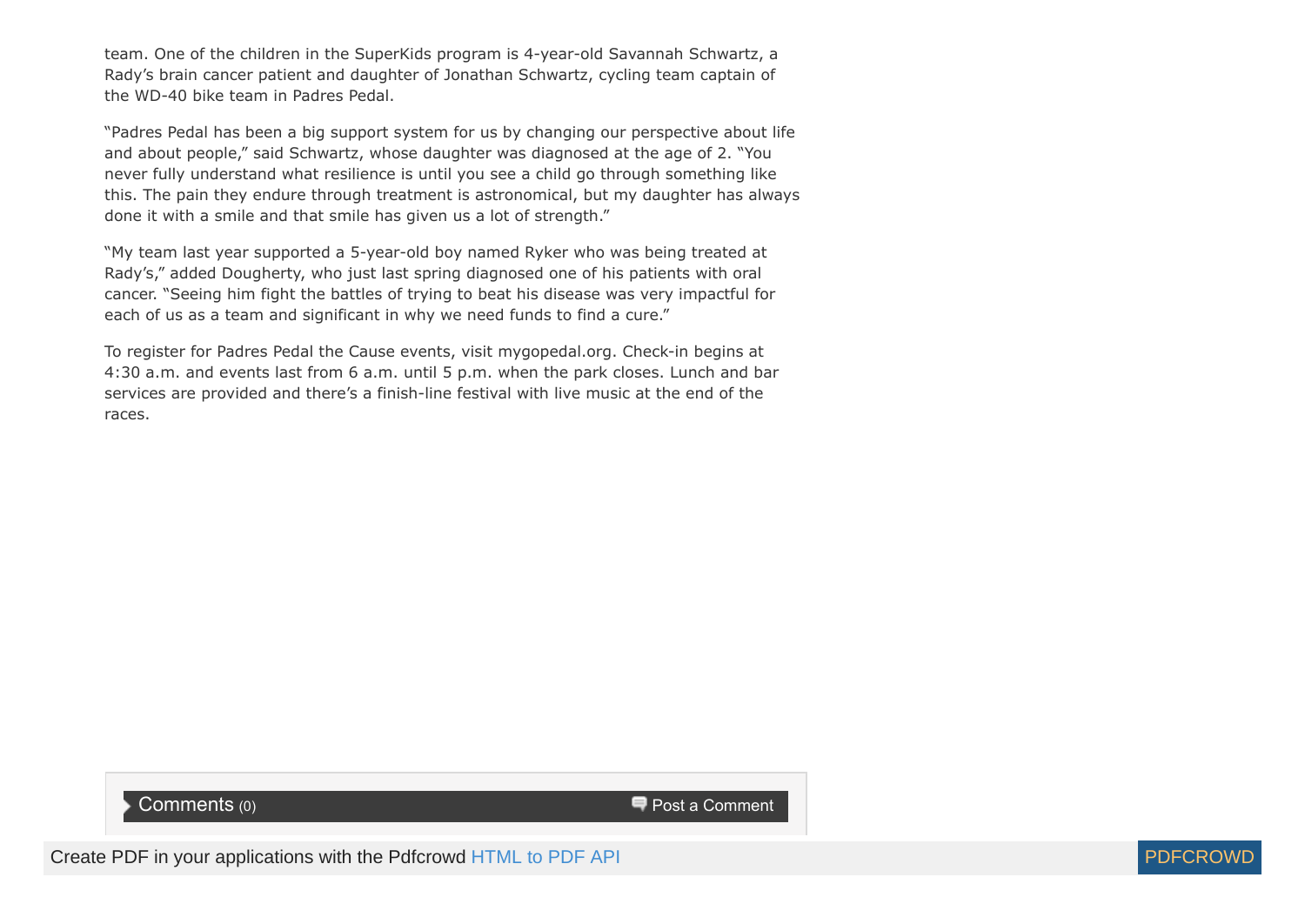team. One of the children in the SuperKids program is 4-year-old Savannah Schwartz, a Rady's brain cancer patient and daughter of Jonathan Schwartz, cycling team captain of the WD-40 bike team in Padres Pedal.

"Padres Pedal has been a big support system for us by changing our perspective about life and about people," said Schwartz, whose daughter was diagnosed at the age of 2. "You never fully understand what resilience is until you see a child go through something like this. The pain they endure through treatment is astronomical, but my daughter has always done it with a smile and that smile has given us a lot of strength."

"My team last year supported a 5-year-old boy named Ryker who was being treated at Rady's," added Dougherty, who just last spring diagnosed one of his patients with oral cancer. "Seeing him fight the battles of trying to beat his disease was very impactful for each of us as a team and significant in why we need funds to find a cure."

To register for Padres Pedal the Cause events, visit mygopedal.org. Check-in begins at 4:30 a.m. and events last from 6 a.m. until 5 p.m. when the park closes. Lunch and bar services are provided and there's a finish-line festival with live music at the end of the races.

Comments (0) Post a Comment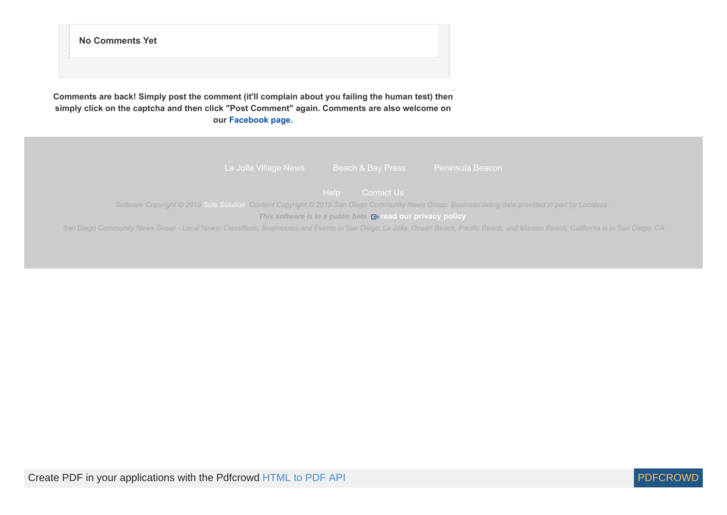**No Comments Yet**

**Comments are back! Simply post the comment (it'll complain about you failing the human test) then simply click on the captcha and then click "Post Comment" again. Comments are also welcome on our Facebook page.**

La Jolla Village News | Beach & Bay Press | Peninsula Beacon

Help | Contact Us

*Software Copyright © 2019 Sole Solution. Content Copyright © 2019 San Diego Community News Group. Business listing data provided in part by Localeze.*

***This software is in a public beta.*** **read our privacy policy**

*San Diego Community News Group - Local News, Classifieds, Businesses and Events in San Diego, La Jolla, Ocean Beach, Pacific Beach, and Mission Beach, California is in San Diego, CA*